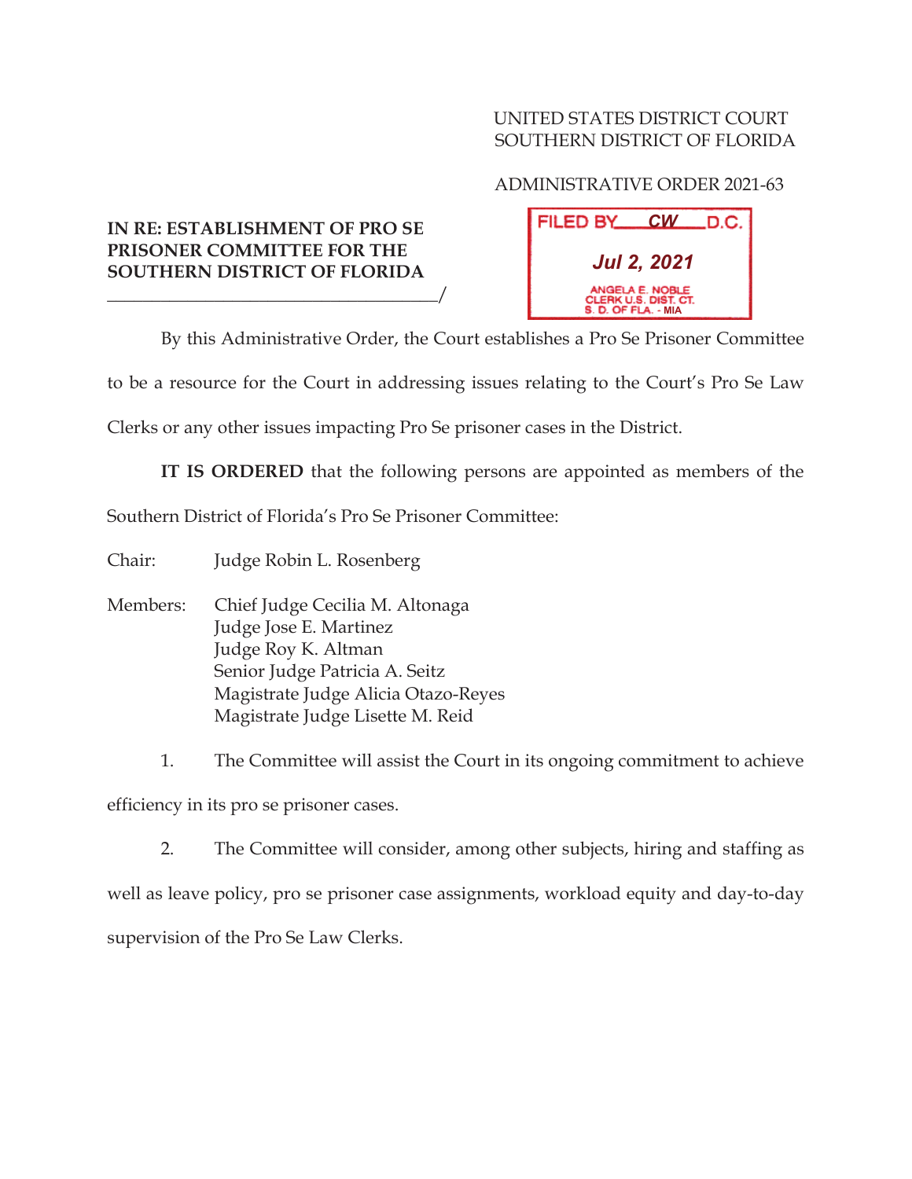UNITED STATES DISTRICT COURT
SOUTHERN DISTRICT OF FLORIDA

ADMINISTRATIVE ORDER 2021-63

FILED BY CW D.C.
Jul 2, 2021
ANGELA E. NOBLE
CLERK U.S. DIST. CT.
S. D. OF FLA. - MIA

**IN RE: ESTABLISHMENT OF PRO SE PRISONER COMMITTEE FOR THE SOUTHERN DISTRICT OF FLORIDA**
_____________________________________/

By this Administrative Order, the Court establishes a Pro Se Prisoner Committee to be a resource for the Court in addressing issues relating to the Court's Pro Se Law Clerks or any other issues impacting Pro Se prisoner cases in the District.

**IT IS ORDERED** that the following persons are appointed as members of the Southern District of Florida's Pro Se Prisoner Committee:

Chair: Judge Robin L. Rosenberg

Members: Chief Judge Cecilia M. Altonaga
Judge Jose E. Martinez
Judge Roy K. Altman
Senior Judge Patricia A. Seitz
Magistrate Judge Alicia Otazo-Reyes
Magistrate Judge Lisette M. Reid

1. The Committee will assist the Court in its ongoing commitment to achieve efficiency in its pro se prisoner cases.

2. The Committee will consider, among other subjects, hiring and staffing as well as leave policy, pro se prisoner case assignments, workload equity and day-to-day supervision of the Pro Se Law Clerks.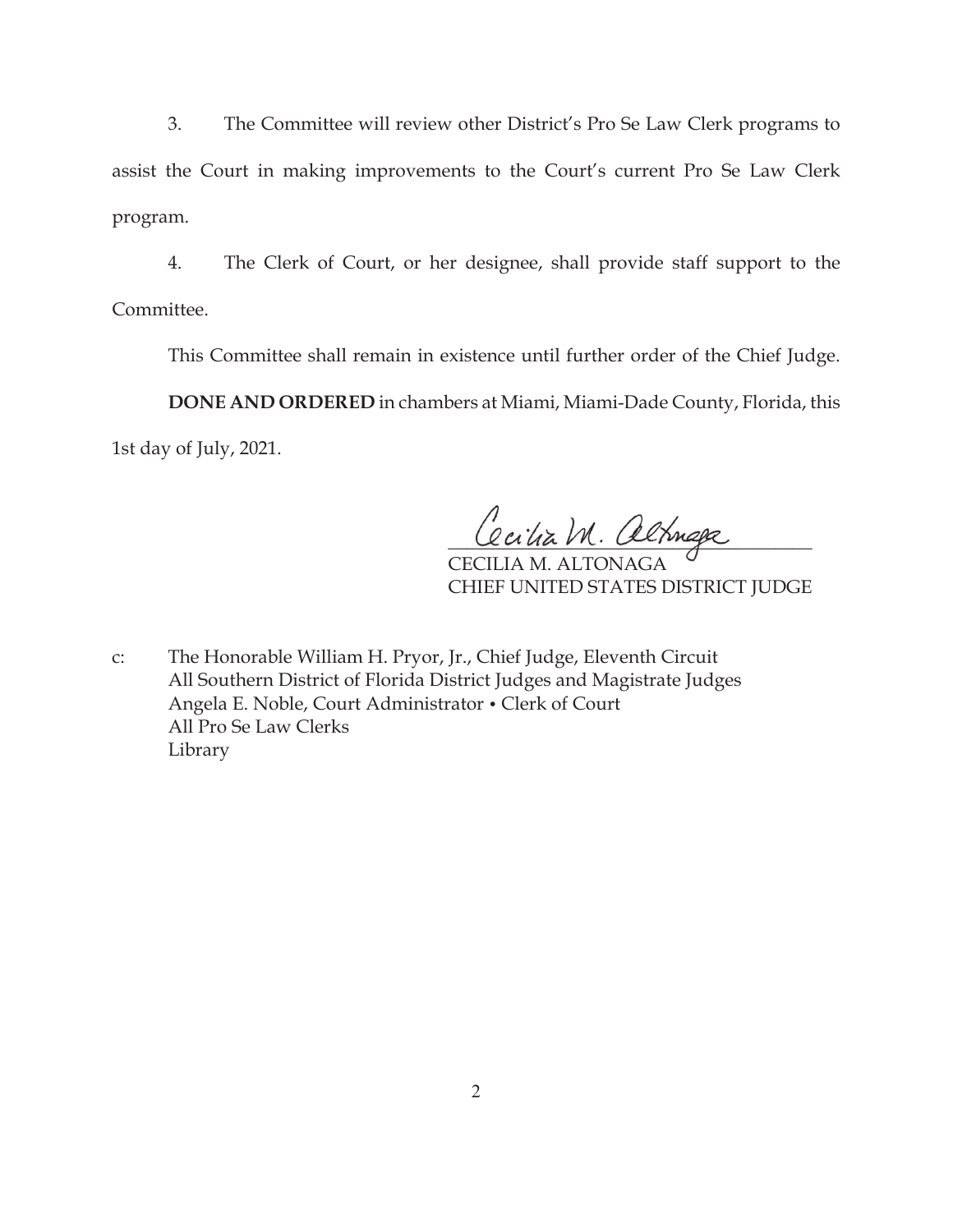3. The Committee will review other District's Pro Se Law Clerk programs to assist the Court in making improvements to the Court's current Pro Se Law Clerk program.

4. The Clerk of Court, or her designee, shall provide staff support to the Committee.

This Committee shall remain in existence until further order of the Chief Judge.

**DONE AND ORDERED** in chambers at Miami, Miami-Dade County, Florida, this 1st day of July, 2021.

Cecilia M. Altonaga

CECILIA M. ALTONAGA
CHIEF UNITED STATES DISTRICT JUDGE

c: The Honorable William H. Pryor, Jr., Chief Judge, Eleventh Circuit
All Southern District of Florida District Judges and Magistrate Judges
Angela E. Noble, Court Administrator • Clerk of Court
All Pro Se Law Clerks
Library